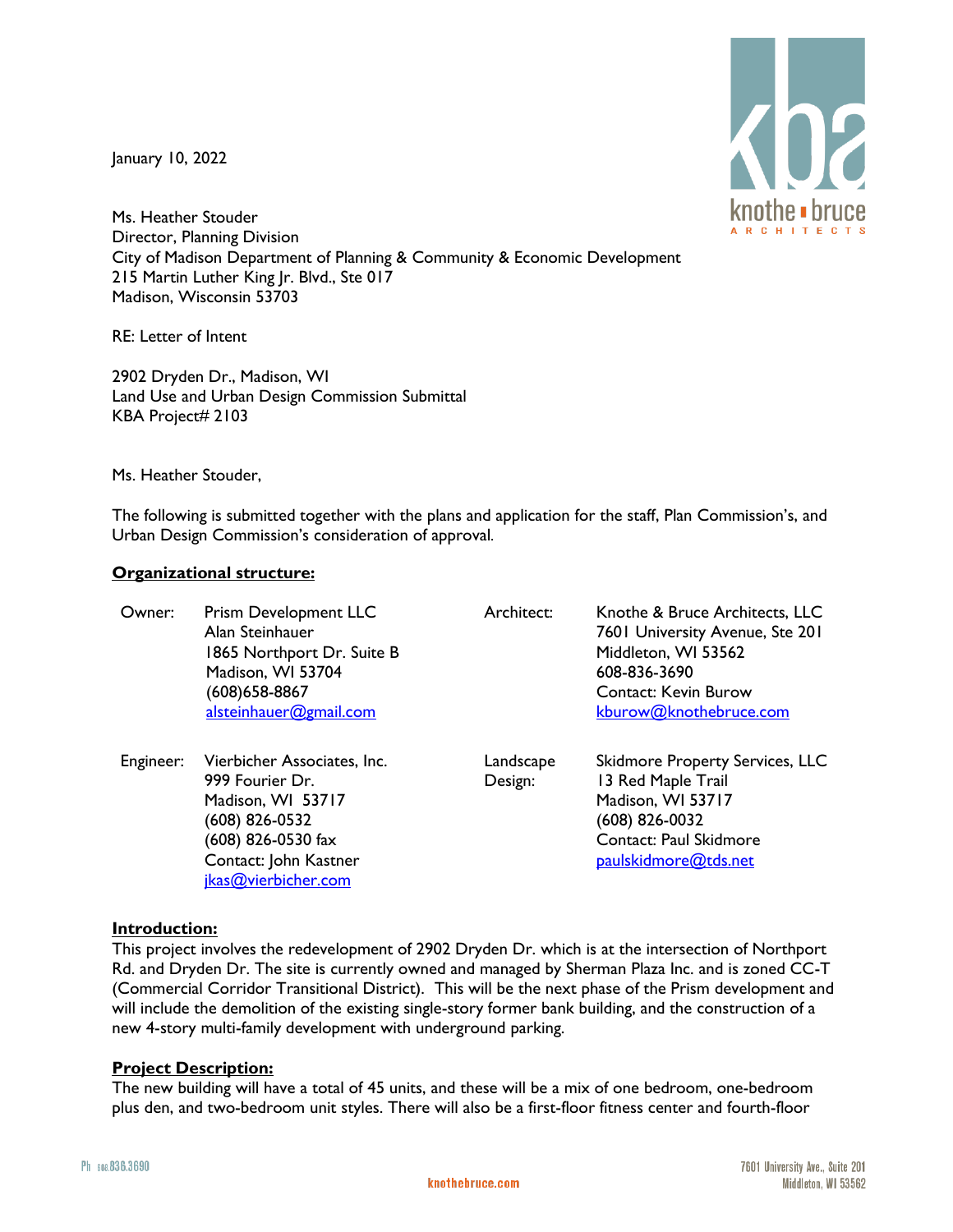January 10, 2022

Ms. Heather Stouder
Director, Planning Division
City of Madison Department of Planning & Community & Economic Development
215 Martin Luther King Jr. Blvd., Ste 017
Madison, Wisconsin 53703

RE: Letter of Intent

2902 Dryden Dr., Madison, WI
Land Use and Urban Design Commission Submittal
KBA Project# 2103

Ms. Heather Stouder,

The following is submitted together with the plans and application for the staff, Plan Commission's, and Urban Design Commission's consideration of approval.

**Organizational structure:**

| | | | |
|---|---|---|---|
| Owner: | Prism Development LLC<br>Alan Steinhauer<br>1865 Northport Dr. Suite B<br>Madison, WI 53704<br>(608)658-8867<br>alsteinhauer@gmail.com | Architect: | Knothe & Bruce Architects, LLC<br>7601 University Avenue, Ste 201<br>Middleton, WI 53562<br>608-836-3690<br>Contact: Kevin Burow<br>kburow@knothebruce.com |
| Engineer: | Vierbicher Associates, Inc.<br>999 Fourier Dr.<br>Madison, WI 53717<br>(608) 826-0532<br>(608) 826-0530 fax<br>Contact: John Kastner<br>jkas@vierbicher.com | Landscape Design: | Skidmore Property Services, LLC<br>13 Red Maple Trail<br>Madison, WI 53717<br>(608) 826-0032<br>Contact: Paul Skidmore<br>paulskidmore@tds.net |

**Introduction:**

This project involves the redevelopment of 2902 Dryden Dr. which is at the intersection of Northport Rd. and Dryden Dr. The site is currently owned and managed by Sherman Plaza Inc. and is zoned CC-T (Commercial Corridor Transitional District). This will be the next phase of the Prism development and will include the demolition of the existing single-story former bank building, and the construction of a new 4-story multi-family development with underground parking.

**Project Description:**

The new building will have a total of 45 units, and these will be a mix of one bedroom, one-bedroom plus den, and two-bedroom unit styles. There will also be a first-floor fitness center and fourth-floor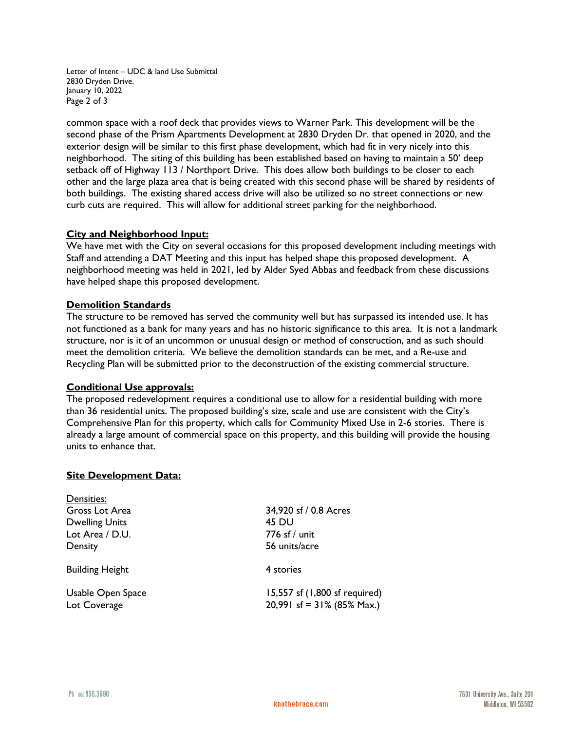common space with a roof deck that provides views to Warner Park. This development will be the second phase of the Prism Apartments Development at 2830 Dryden Dr. that opened in 2020, and the exterior design will be similar to this first phase development, which had fit in very nicely into this neighborhood. The siting of this building has been established based on having to maintain a 50' deep setback off of Highway 113 / Northport Drive. This does allow both buildings to be closer to each other and the large plaza area that is being created with this second phase will be shared by residents of both buildings. The existing shared access drive will also be utilized so no street connections or new curb cuts are required. This will allow for additional street parking for the neighborhood.

**City and Neighborhood Input:**

We have met with the City on several occasions for this proposed development including meetings with Staff and attending a DAT Meeting and this input has helped shape this proposed development. A neighborhood meeting was held in 2021, led by Alder Syed Abbas and feedback from these discussions have helped shape this proposed development.

**Demolition Standards**

The structure to be removed has served the community well but has surpassed its intended use. It has not functioned as a bank for many years and has no historic significance to this area. It is not a landmark structure, nor is it of an uncommon or unusual design or method of construction, and as such should meet the demolition criteria. We believe the demolition standards can be met, and a Re-use and Recycling Plan will be submitted prior to the deconstruction of the existing commercial structure.

**Conditional Use approvals:**

The proposed redevelopment requires a conditional use to allow for a residential building with more than 36 residential units. The proposed building's size, scale and use are consistent with the City's Comprehensive Plan for this property, which calls for Community Mixed Use in 2-6 stories. There is already a large amount of commercial space on this property, and this building will provide the housing units to enhance that.

**Site Development Data:**

| Densities: | |
|---|---|
| Gross Lot Area | 34,920 sf / 0.8 Acres |
| Dwelling Units | 45 DU |
| Lot Area / D.U. | 776 sf / unit |
| Density | 56 units/acre |
| Building Height | 4 stories |
| Usable Open Space | 15,557 sf (1,800 sf required) |
| Lot Coverage | 20,991 sf = 31% (85% Max.) |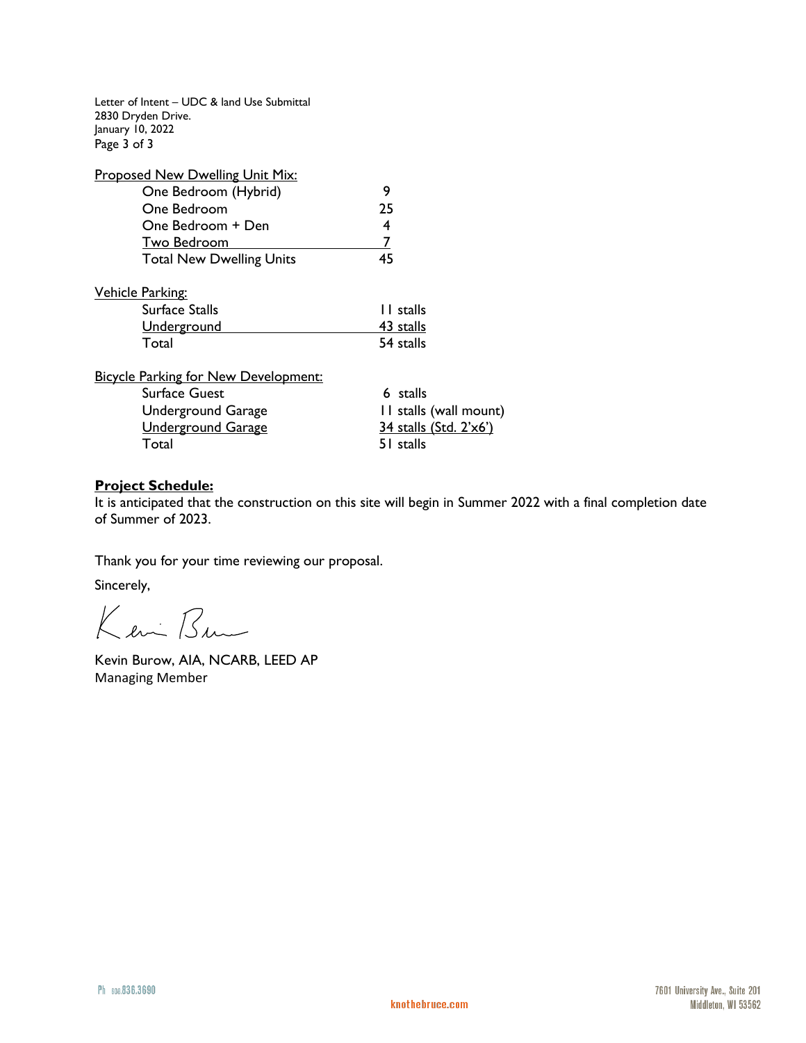Proposed New Dwelling Unit Mix:

| | |
|---|---|
| One Bedroom (Hybrid) | 9 |
| One Bedroom | 25 |
| One Bedroom + Den | 4 |
| Two Bedroom | 7 |
| Total New Dwelling Units | 45 |

Vehicle Parking:

| | |
|---|---|
| Surface Stalls | 11 stalls |
| Underground | 43 stalls |
| Total | 54 stalls |

Bicycle Parking for New Development:

| | |
|---|---|
| Surface Guest | 6 stalls |
| Underground Garage | 11 stalls (wall mount) |
| Underground Garage | 34 stalls (Std. 2'x6') |
| Total | 51 stalls |

**Project Schedule:**

It is anticipated that the construction on this site will begin in Summer 2022 with a final completion date of Summer of 2023.

Thank you for your time reviewing our proposal.

Sincerely,

Kevin Burow, AIA, NCARB, LEED AP
Managing Member